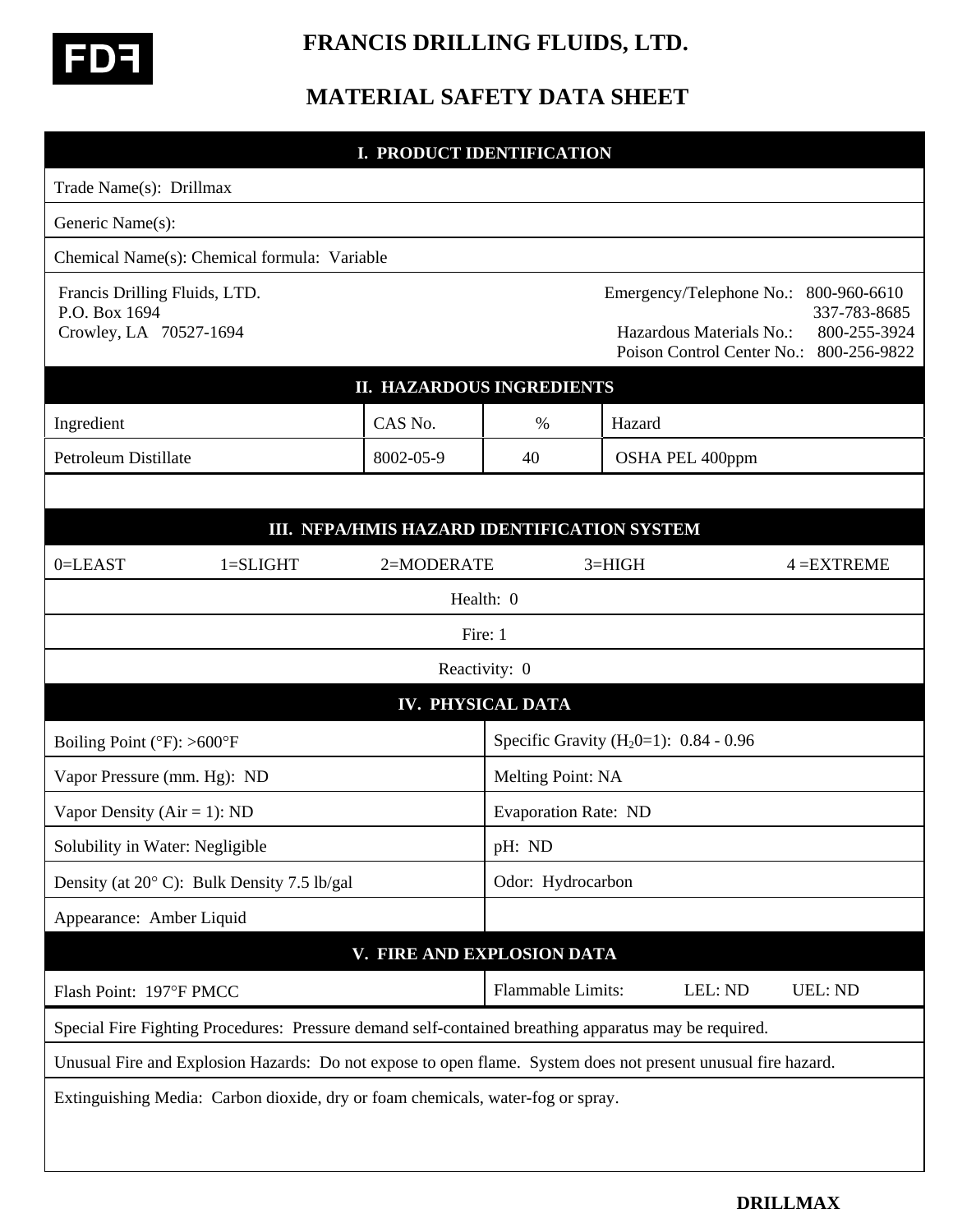FDF

# FRANCIS DRILLING FLUIDS, LTD.

# MATERIAL SAFETY DATA SHEET

## I. PRODUCT IDENTIFICATION

Trade Name(s): Drillmax

Generic Name(s):

Chemical Name(s): Chemical formula: Variable

Francis Drilling Fluids, LTD.
P.O. Box 1694
Crowley, LA 70527-1694

Emergency/Telephone No.: 800-960-6610
337-783-8685
Hazardous Materials No.: 800-255-3924
Poison Control Center No.: 800-256-9822

## II. HAZARDOUS INGREDIENTS

| Ingredient | CAS No. | % | Hazard |
|---|---|---|---|
| Petroleum Distillate | 8002-05-9 | 40 | OSHA PEL 400ppm |

## III. NFPA/HMIS HAZARD IDENTIFICATION SYSTEM

0=LEAST 1=SLIGHT 2=MODERATE 3=HIGH 4 =EXTREME

Health: 0

Fire: 1

Reactivity: 0

## IV. PHYSICAL DATA

| | |
|---|---|
| Boiling Point (°F): >600°F | Specific Gravity ($H_20$=1): 0.84 - 0.96 |
| Vapor Pressure (mm. Hg): ND | Melting Point: NA |
| Vapor Density (Air = 1): ND | Evaporation Rate: ND |
| Solubility in Water: Negligible | pH: ND |
| Density (at 20° C): Bulk Density 7.5 lb/gal | Odor: Hydrocarbon |
| Appearance: Amber Liquid | |

## V. FIRE AND EXPLOSION DATA

| | |
|---|---|
| Flash Point: 197°F PMCC | Flammable Limits: LEL: ND UEL: ND |

Special Fire Fighting Procedures: Pressure demand self-contained breathing apparatus may be required.

Unusual Fire and Explosion Hazards: Do not expose to open flame. System does not present unusual fire hazard.

Extinguishing Media: Carbon dioxide, dry or foam chemicals, water-fog or spray.

DRILLMAX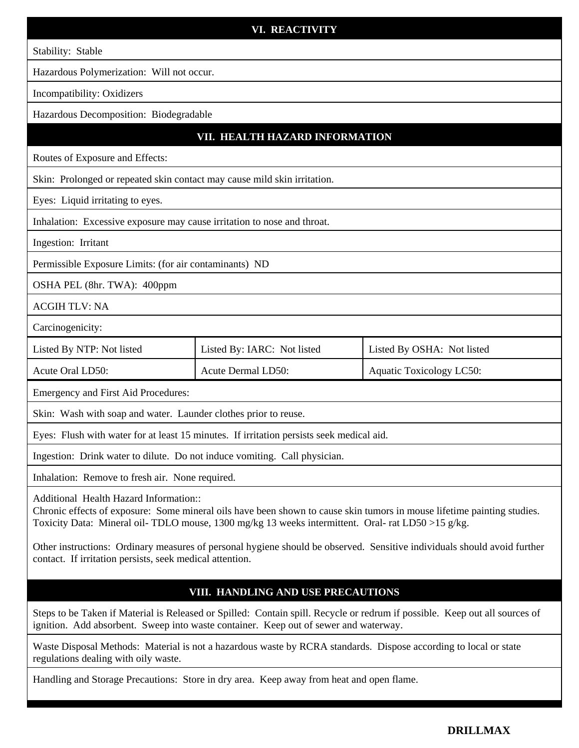## VI. REACTIVITY

Stability: Stable

Hazardous Polymerization: Will not occur.

Incompatibility: Oxidizers

Hazardous Decomposition: Biodegradable

## VII. HEALTH HAZARD INFORMATION

Routes of Exposure and Effects:

Skin: Prolonged or repeated skin contact may cause mild skin irritation.

Eyes: Liquid irritating to eyes.

Inhalation: Excessive exposure may cause irritation to nose and throat.

Ingestion: Irritant

Permissible Exposure Limits: (for air contaminants) ND

OSHA PEL (8hr. TWA): 400ppm

ACGIH TLV: NA

Carcinogenicity:

| Listed By NTP: Not listed | Listed By: IARC: Not listed | Listed By OSHA: Not listed |
|---|---|---|
| Acute Oral LD50: | Acute Dermal LD50: | Aquatic Toxicology LC50: |

Emergency and First Aid Procedures:

Skin: Wash with soap and water. Launder clothes prior to reuse.

Eyes: Flush with water for at least 15 minutes. If irritation persists seek medical aid.

Ingestion: Drink water to dilute. Do not induce vomiting. Call physician.

Inhalation: Remove to fresh air. None required.

Additional Health Hazard Information::
Chronic effects of exposure: Some mineral oils have been shown to cause skin tumors in mouse lifetime painting studies.
Toxicity Data: Mineral oil- TDLO mouse, 1300 mg/kg 13 weeks intermittent. Oral- rat LD50 >15 g/kg.

Other instructions: Ordinary measures of personal hygiene should be observed. Sensitive individuals should avoid further contact. If irritation persists, seek medical attention.

## VIII. HANDLING AND USE PRECAUTIONS

Steps to be Taken if Material is Released or Spilled: Contain spill. Recycle or redrum if possible. Keep out all sources of ignition. Add absorbent. Sweep into waste container. Keep out of sewer and waterway.

Waste Disposal Methods: Material is not a hazardous waste by RCRA standards. Dispose according to local or state regulations dealing with oily waste.

Handling and Storage Precautions: Store in dry area. Keep away from heat and open flame.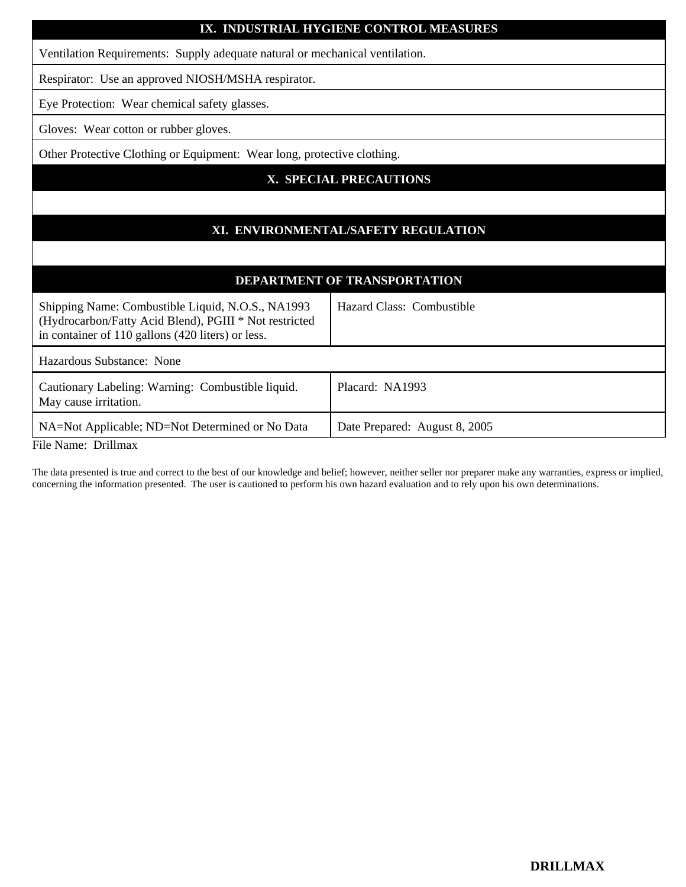## IX. INDUSTRIAL HYGIENE CONTROL MEASURES

Ventilation Requirements: Supply adequate natural or mechanical ventilation.

Respirator: Use an approved NIOSH/MSHA respirator.

Eye Protection: Wear chemical safety glasses.

Gloves: Wear cotton or rubber gloves.

Other Protective Clothing or Equipment: Wear long, protective clothing.

## X. SPECIAL PRECAUTIONS

## XI. ENVIRONMENTAL/SAFETY REGULATION

## DEPARTMENT OF TRANSPORTATION

| | |
|---|---|
| Shipping Name: Combustible Liquid, N.O.S., NA1993 (Hydrocarbon/Fatty Acid Blend), PGIII * Not restricted in container of 110 gallons (420 liters) or less. | Hazard Class: Combustible |
| Hazardous Substance: None | |
| Cautionary Labeling: Warning: Combustible liquid. May cause irritation. | Placard: NA1993 |
| NA=Not Applicable; ND=Not Determined or No Data | Date Prepared: August 8, 2005 |

File Name: Drillmax

The data presented is true and correct to the best of our knowledge and belief; however, neither seller nor preparer make any warranties, express or implied, concerning the information presented. The user is cautioned to perform his own hazard evaluation and to rely upon his own determinations.